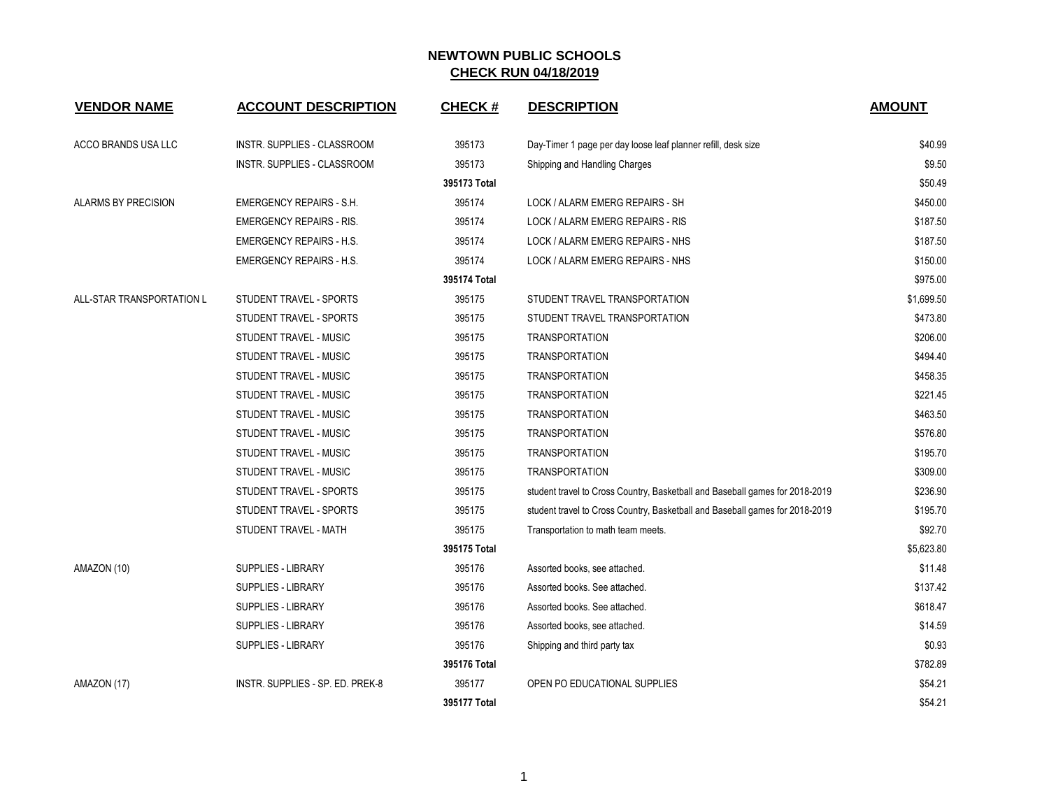# NEWTOWN PUBLIC SCHOOLS

## CHECK RUN 04/18/2019

| VENDOR NAME | ACCOUNT DESCRIPTION | CHECK # | DESCRIPTION | AMOUNT |
|---|---|---|---|---|
| ACCO BRANDS USA LLC | INSTR. SUPPLIES - CLASSROOM | 395173 | Day-Timer 1 page per day loose leaf planner refill, desk size | $40.99 |
| | INSTR. SUPPLIES - CLASSROOM | 395173 | Shipping and Handling Charges | $9.50 |
| | | **395173 Total** | | $50.49 |
| ALARMS BY PRECISION | EMERGENCY REPAIRS - S.H. | 395174 | LOCK / ALARM EMERG REPAIRS - SH | $450.00 |
| | EMERGENCY REPAIRS - RIS. | 395174 | LOCK / ALARM EMERG REPAIRS - RIS | $187.50 |
| | EMERGENCY REPAIRS - H.S. | 395174 | LOCK / ALARM EMERG REPAIRS - NHS | $187.50 |
| | EMERGENCY REPAIRS - H.S. | 395174 | LOCK / ALARM EMERG REPAIRS - NHS | $150.00 |
| | | **395174 Total** | | $975.00 |
| ALL-STAR TRANSPORTATION L | STUDENT TRAVEL - SPORTS | 395175 | STUDENT TRAVEL TRANSPORTATION | $1,699.50 |
| | STUDENT TRAVEL - SPORTS | 395175 | STUDENT TRAVEL TRANSPORTATION | $473.80 |
| | STUDENT TRAVEL - MUSIC | 395175 | TRANSPORTATION | $206.00 |
| | STUDENT TRAVEL - MUSIC | 395175 | TRANSPORTATION | $494.40 |
| | STUDENT TRAVEL - MUSIC | 395175 | TRANSPORTATION | $458.35 |
| | STUDENT TRAVEL - MUSIC | 395175 | TRANSPORTATION | $221.45 |
| | STUDENT TRAVEL - MUSIC | 395175 | TRANSPORTATION | $463.50 |
| | STUDENT TRAVEL - MUSIC | 395175 | TRANSPORTATION | $576.80 |
| | STUDENT TRAVEL - MUSIC | 395175 | TRANSPORTATION | $195.70 |
| | STUDENT TRAVEL - MUSIC | 395175 | TRANSPORTATION | $309.00 |
| | STUDENT TRAVEL - SPORTS | 395175 | student travel to Cross Country, Basketball and Baseball games for 2018-2019 | $236.90 |
| | STUDENT TRAVEL - SPORTS | 395175 | student travel to Cross Country, Basketball and Baseball games for 2018-2019 | $195.70 |
| | STUDENT TRAVEL - MATH | 395175 | Transportation to math team meets. | $92.70 |
| | | **395175 Total** | | $5,623.80 |
| AMAZON (10) | SUPPLIES - LIBRARY | 395176 | Assorted books, see attached. | $11.48 |
| | SUPPLIES - LIBRARY | 395176 | Assorted books. See attached. | $137.42 |
| | SUPPLIES - LIBRARY | 395176 | Assorted books. See attached. | $618.47 |
| | SUPPLIES - LIBRARY | 395176 | Assorted books, see attached. | $14.59 |
| | SUPPLIES - LIBRARY | 395176 | Shipping and third party tax | $0.93 |
| | | **395176 Total** | | $782.89 |
| AMAZON (17) | INSTR. SUPPLIES - SP. ED. PREK-8 | 395177 | OPEN PO EDUCATIONAL SUPPLIES | $54.21 |
| | | **395177 Total** | | $54.21 |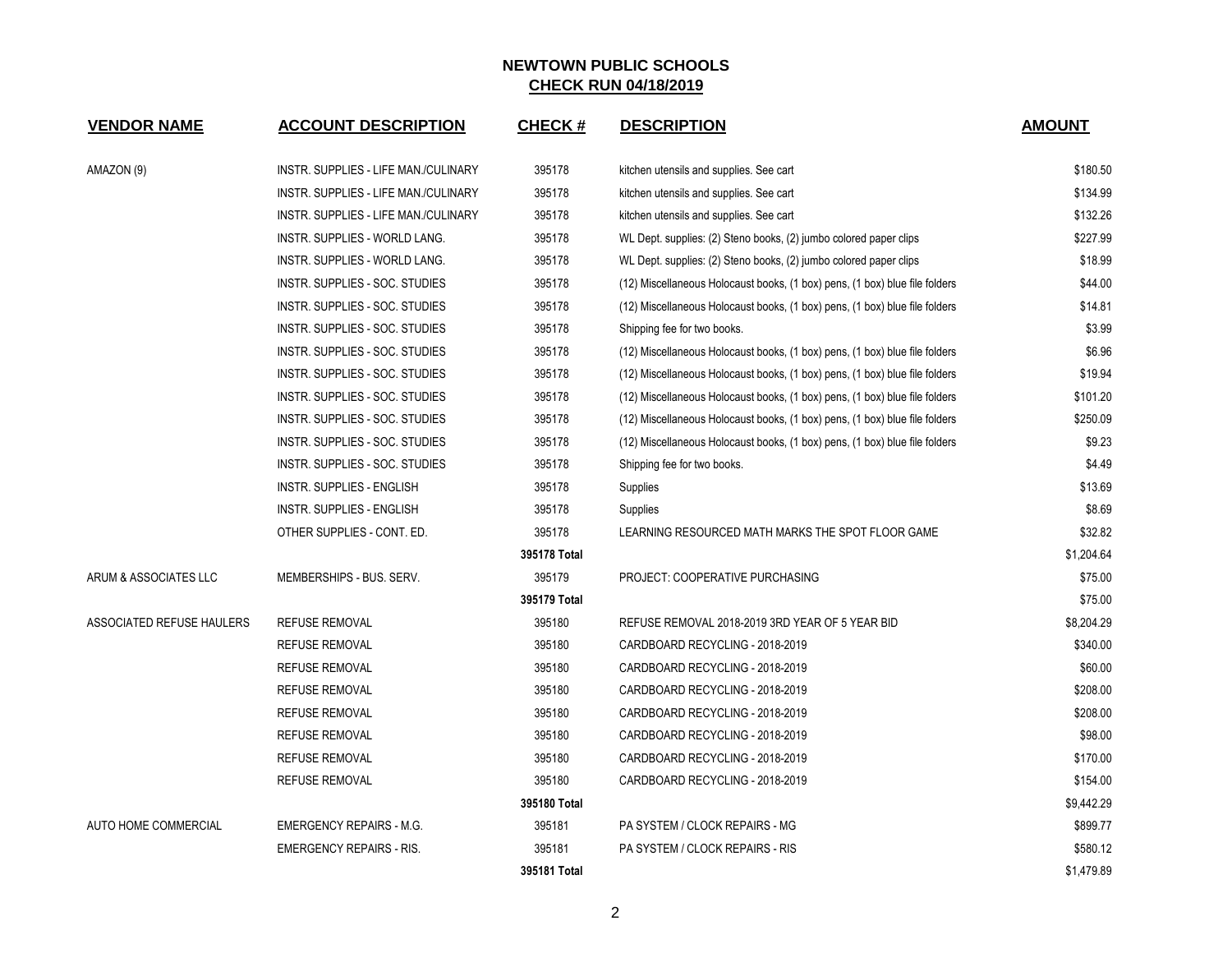# NEWTOWN PUBLIC SCHOOLS

## CHECK RUN 04/18/2019

| VENDOR NAME | ACCOUNT DESCRIPTION | CHECK # | DESCRIPTION | AMOUNT |
|---|---|---|---|---|
| AMAZON (9) | INSTR. SUPPLIES - LIFE MAN./CULINARY | 395178 | kitchen utensils and supplies. See cart | $180.50 |
| | INSTR. SUPPLIES - LIFE MAN./CULINARY | 395178 | kitchen utensils and supplies. See cart | $134.99 |
| | INSTR. SUPPLIES - LIFE MAN./CULINARY | 395178 | kitchen utensils and supplies. See cart | $132.26 |
| | INSTR. SUPPLIES - WORLD LANG. | 395178 | WL Dept. supplies: (2) Steno books, (2) jumbo colored paper clips | $227.99 |
| | INSTR. SUPPLIES - WORLD LANG. | 395178 | WL Dept. supplies: (2) Steno books, (2) jumbo colored paper clips | $18.99 |
| | INSTR. SUPPLIES - SOC. STUDIES | 395178 | (12) Miscellaneous Holocaust books, (1 box) pens, (1 box) blue file folders | $44.00 |
| | INSTR. SUPPLIES - SOC. STUDIES | 395178 | (12) Miscellaneous Holocaust books, (1 box) pens, (1 box) blue file folders | $14.81 |
| | INSTR. SUPPLIES - SOC. STUDIES | 395178 | Shipping fee for two books. | $3.99 |
| | INSTR. SUPPLIES - SOC. STUDIES | 395178 | (12) Miscellaneous Holocaust books, (1 box) pens, (1 box) blue file folders | $6.96 |
| | INSTR. SUPPLIES - SOC. STUDIES | 395178 | (12) Miscellaneous Holocaust books, (1 box) pens, (1 box) blue file folders | $19.94 |
| | INSTR. SUPPLIES - SOC. STUDIES | 395178 | (12) Miscellaneous Holocaust books, (1 box) pens, (1 box) blue file folders | $101.20 |
| | INSTR. SUPPLIES - SOC. STUDIES | 395178 | (12) Miscellaneous Holocaust books, (1 box) pens, (1 box) blue file folders | $250.09 |
| | INSTR. SUPPLIES - SOC. STUDIES | 395178 | (12) Miscellaneous Holocaust books, (1 box) pens, (1 box) blue file folders | $9.23 |
| | INSTR. SUPPLIES - SOC. STUDIES | 395178 | Shipping fee for two books. | $4.49 |
| | INSTR. SUPPLIES - ENGLISH | 395178 | Supplies | $13.69 |
| | INSTR. SUPPLIES - ENGLISH | 395178 | Supplies | $8.69 |
| | OTHER SUPPLIES - CONT. ED. | 395178 | LEARNING RESOURCED MATH MARKS THE SPOT FLOOR GAME | $32.82 |
| | | **395178 Total** | | $1,204.64 |
| ARUM & ASSOCIATES LLC | MEMBERSHIPS - BUS. SERV. | 395179 | PROJECT: COOPERATIVE PURCHASING | $75.00 |
| | | **395179 Total** | | $75.00 |
| ASSOCIATED REFUSE HAULERS | REFUSE REMOVAL | 395180 | REFUSE REMOVAL 2018-2019 3RD YEAR OF 5 YEAR BID | $8,204.29 |
| | REFUSE REMOVAL | 395180 | CARDBOARD RECYCLING - 2018-2019 | $340.00 |
| | REFUSE REMOVAL | 395180 | CARDBOARD RECYCLING - 2018-2019 | $60.00 |
| | REFUSE REMOVAL | 395180 | CARDBOARD RECYCLING - 2018-2019 | $208.00 |
| | REFUSE REMOVAL | 395180 | CARDBOARD RECYCLING - 2018-2019 | $208.00 |
| | REFUSE REMOVAL | 395180 | CARDBOARD RECYCLING - 2018-2019 | $98.00 |
| | REFUSE REMOVAL | 395180 | CARDBOARD RECYCLING - 2018-2019 | $170.00 |
| | REFUSE REMOVAL | 395180 | CARDBOARD RECYCLING - 2018-2019 | $154.00 |
| | | **395180 Total** | | $9,442.29 |
| AUTO HOME COMMERCIAL | EMERGENCY REPAIRS - M.G. | 395181 | PA SYSTEM / CLOCK REPAIRS - MG | $899.77 |
| | EMERGENCY REPAIRS - RIS. | 395181 | PA SYSTEM / CLOCK REPAIRS - RIS | $580.12 |
| | | **395181 Total** | | $1,479.89 |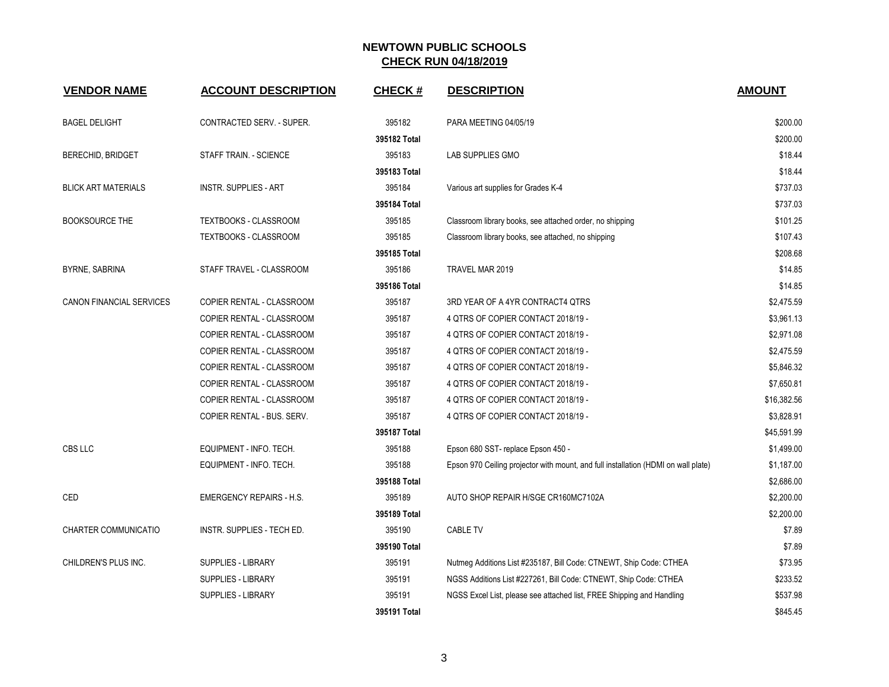**NEWTOWN PUBLIC SCHOOLS**
**CHECK RUN 04/18/2019**

| VENDOR NAME | ACCOUNT DESCRIPTION | CHECK # | DESCRIPTION | AMOUNT |
|---|---|---|---|---|
| BAGEL DELIGHT | CONTRACTED SERV. - SUPER. | 395182 | PARA MEETING 04/05/19 | $200.00 |
| | | 395182 Total | | $200.00 |
| BERECHID, BRIDGET | STAFF TRAIN. - SCIENCE | 395183 | LAB SUPPLIES GMO | $18.44 |
| | | 395183 Total | | $18.44 |
| BLICK ART MATERIALS | INSTR. SUPPLIES - ART | 395184 | Various art supplies for Grades K-4 | $737.03 |
| | | 395184 Total | | $737.03 |
| BOOKSOURCE THE | TEXTBOOKS - CLASSROOM | 395185 | Classroom library books, see attached order, no shipping | $101.25 |
| | TEXTBOOKS - CLASSROOM | 395185 | Classroom library books, see attached, no shipping | $107.43 |
| | | 395185 Total | | $208.68 |
| BYRNE, SABRINA | STAFF TRAVEL - CLASSROOM | 395186 | TRAVEL MAR 2019 | $14.85 |
| | | 395186 Total | | $14.85 |
| CANON FINANCIAL SERVICES | COPIER RENTAL - CLASSROOM | 395187 | 3RD YEAR OF A 4YR CONTRACT4 QTRS | $2,475.59 |
| | COPIER RENTAL - CLASSROOM | 395187 | 4 QTRS OF COPIER CONTACT 2018/19 - | $3,961.13 |
| | COPIER RENTAL - CLASSROOM | 395187 | 4 QTRS OF COPIER CONTACT 2018/19 - | $2,971.08 |
| | COPIER RENTAL - CLASSROOM | 395187 | 4 QTRS OF COPIER CONTACT 2018/19 - | $2,475.59 |
| | COPIER RENTAL - CLASSROOM | 395187 | 4 QTRS OF COPIER CONTACT 2018/19 - | $5,846.32 |
| | COPIER RENTAL - CLASSROOM | 395187 | 4 QTRS OF COPIER CONTACT 2018/19 - | $7,650.81 |
| | COPIER RENTAL - CLASSROOM | 395187 | 4 QTRS OF COPIER CONTACT 2018/19 - | $16,382.56 |
| | COPIER RENTAL - BUS. SERV. | 395187 | 4 QTRS OF COPIER CONTACT 2018/19 - | $3,828.91 |
| | | 395187 Total | | $45,591.99 |
| CBS LLC | EQUIPMENT - INFO. TECH. | 395188 | Epson 680 SST- replace Epson 450 - | $1,499.00 |
| | EQUIPMENT - INFO. TECH. | 395188 | Epson 970 Ceiling projector with mount, and full installation (HDMI on wall plate) | $1,187.00 |
| | | 395188 Total | | $2,686.00 |
| CED | EMERGENCY REPAIRS - H.S. | 395189 | AUTO SHOP REPAIR H/SGE CR160MC7102A | $2,200.00 |
| | | 395189 Total | | $2,200.00 |
| CHARTER COMMUNICATIO | INSTR. SUPPLIES - TECH ED. | 395190 | CABLE TV | $7.89 |
| | | 395190 Total | | $7.89 |
| CHILDREN'S PLUS INC. | SUPPLIES - LIBRARY | 395191 | Nutmeg Additions List #235187, Bill Code: CTNEWT, Ship Code: CTHEA | $73.95 |
| | SUPPLIES - LIBRARY | 395191 | NGSS Additions List #227261, Bill Code: CTNEWT, Ship Code: CTHEA | $233.52 |
| | SUPPLIES - LIBRARY | 395191 | NGSS Excel List, please see attached list, FREE Shipping and Handling | $537.98 |
| | | 395191 Total | | $845.45 |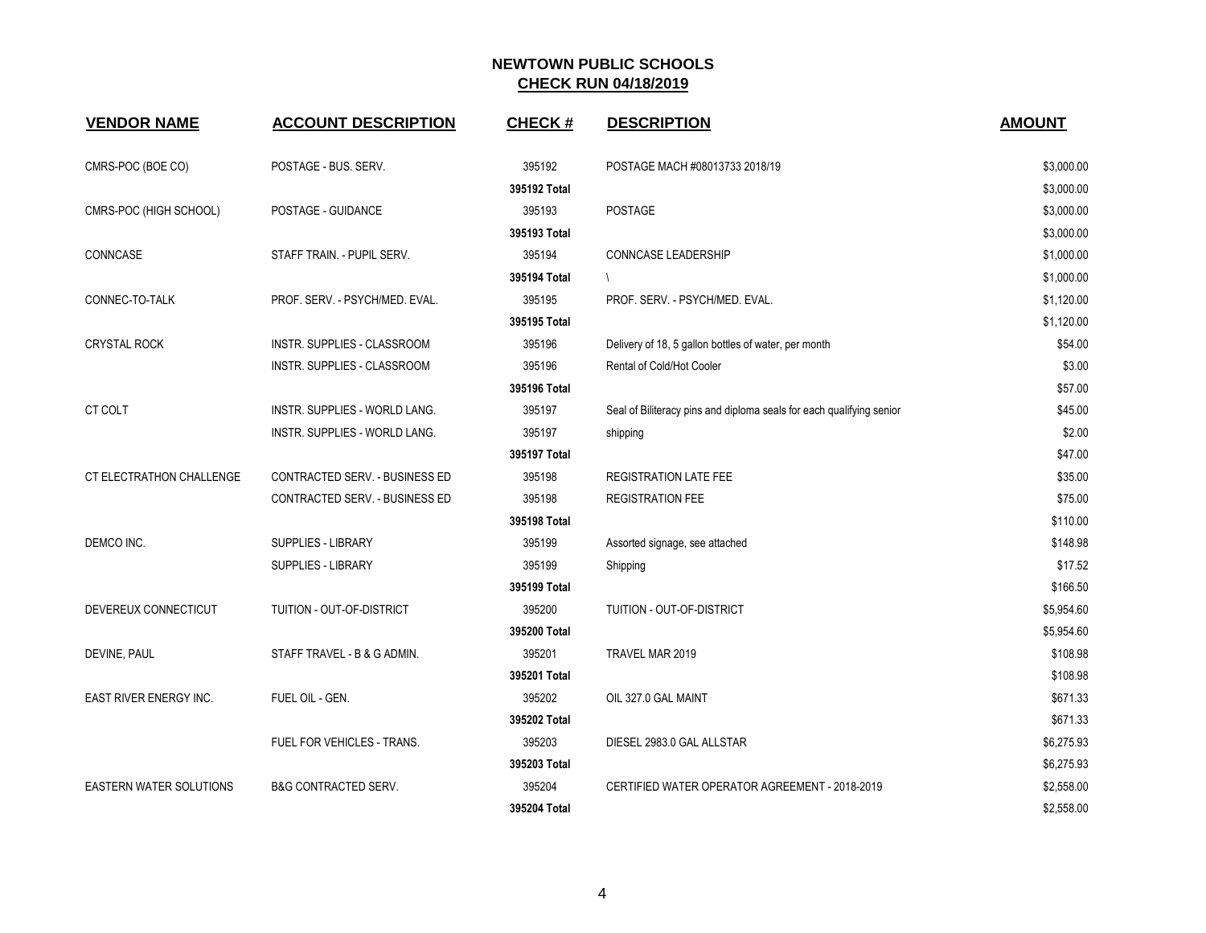**NEWTOWN PUBLIC SCHOOLS**

**CHECK RUN 04/18/2019**

| VENDOR NAME | ACCOUNT DESCRIPTION | CHECK # | DESCRIPTION | AMOUNT |
|---|---|---|---|---|
| CMRS-POC (BOE CO) | POSTAGE - BUS. SERV. | 395192 | POSTAGE MACH #08013733 2018/19 | $3,000.00 |
| | | 395192 Total | | $3,000.00 |
| CMRS-POC (HIGH SCHOOL) | POSTAGE - GUIDANCE | 395193 | POSTAGE | $3,000.00 |
| | | 395193 Total | | $3,000.00 |
| CONNCASE | STAFF TRAIN. - PUPIL SERV. | 395194 | CONNCASE LEADERSHIP | $1,000.00 |
| | | 395194 Total | \ | $1,000.00 |
| CONNEC-TO-TALK | PROF. SERV. - PSYCH/MED. EVAL. | 395195 | PROF. SERV. - PSYCH/MED. EVAL. | $1,120.00 |
| | | 395195 Total | | $1,120.00 |
| CRYSTAL ROCK | INSTR. SUPPLIES - CLASSROOM | 395196 | Delivery of 18, 5 gallon bottles of water, per month | $54.00 |
| | INSTR. SUPPLIES - CLASSROOM | 395196 | Rental of Cold/Hot Cooler | $3.00 |
| | | 395196 Total | | $57.00 |
| CT COLT | INSTR. SUPPLIES - WORLD LANG. | 395197 | Seal of Biliteracy pins and diploma seals for each qualifying senior | $45.00 |
| | INSTR. SUPPLIES - WORLD LANG. | 395197 | shipping | $2.00 |
| | | 395197 Total | | $47.00 |
| CT ELECTRATHON CHALLENGE | CONTRACTED SERV. - BUSINESS ED | 395198 | REGISTRATION LATE FEE | $35.00 |
| | CONTRACTED SERV. - BUSINESS ED | 395198 | REGISTRATION FEE | $75.00 |
| | | 395198 Total | | $110.00 |
| DEMCO INC. | SUPPLIES - LIBRARY | 395199 | Assorted signage, see attached | $148.98 |
| | SUPPLIES - LIBRARY | 395199 | Shipping | $17.52 |
| | | 395199 Total | | $166.50 |
| DEVEREUX CONNECTICUT | TUITION - OUT-OF-DISTRICT | 395200 | TUITION - OUT-OF-DISTRICT | $5,954.60 |
| | | 395200 Total | | $5,954.60 |
| DEVINE, PAUL | STAFF TRAVEL - B & G ADMIN. | 395201 | TRAVEL MAR 2019 | $108.98 |
| | | 395201 Total | | $108.98 |
| EAST RIVER ENERGY INC. | FUEL OIL - GEN. | 395202 | OIL 327.0 GAL MAINT | $671.33 |
| | | 395202 Total | | $671.33 |
| | FUEL FOR VEHICLES - TRANS. | 395203 | DIESEL 2983.0 GAL ALLSTAR | $6,275.93 |
| | | 395203 Total | | $6,275.93 |
| EASTERN WATER SOLUTIONS | B&G CONTRACTED SERV. | 395204 | CERTIFIED WATER OPERATOR AGREEMENT - 2018-2019 | $2,558.00 |
| | | 395204 Total | | $2,558.00 |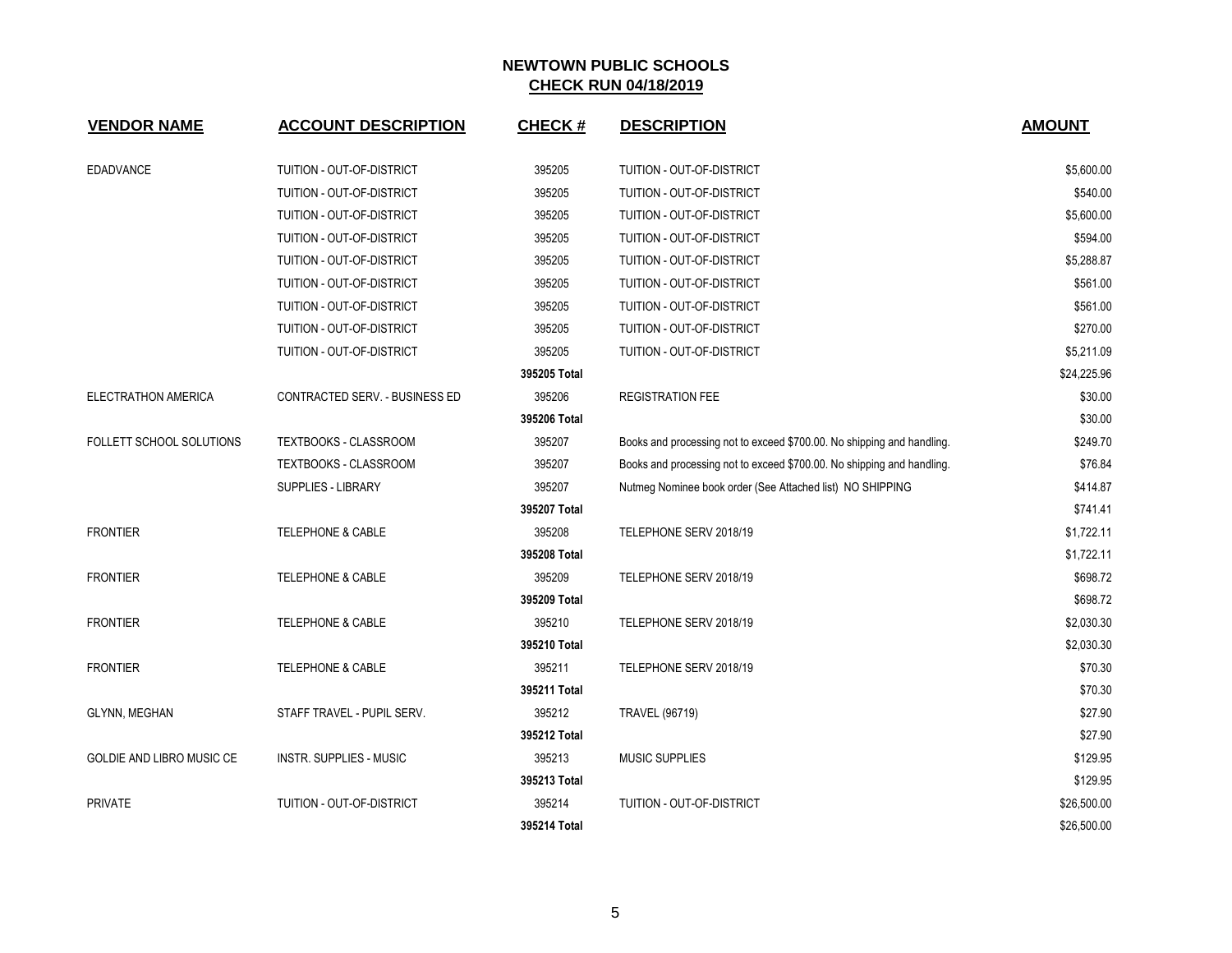# NEWTOWN PUBLIC SCHOOLS
## CHECK RUN 04/18/2019

| VENDOR NAME | ACCOUNT DESCRIPTION | CHECK # | DESCRIPTION | AMOUNT |
|---|---|---|---|---|
| EDADVANCE | TUITION - OUT-OF-DISTRICT | 395205 | TUITION - OUT-OF-DISTRICT | $5,600.00 |
| | TUITION - OUT-OF-DISTRICT | 395205 | TUITION - OUT-OF-DISTRICT | $540.00 |
| | TUITION - OUT-OF-DISTRICT | 395205 | TUITION - OUT-OF-DISTRICT | $5,600.00 |
| | TUITION - OUT-OF-DISTRICT | 395205 | TUITION - OUT-OF-DISTRICT | $594.00 |
| | TUITION - OUT-OF-DISTRICT | 395205 | TUITION - OUT-OF-DISTRICT | $5,288.87 |
| | TUITION - OUT-OF-DISTRICT | 395205 | TUITION - OUT-OF-DISTRICT | $561.00 |
| | TUITION - OUT-OF-DISTRICT | 395205 | TUITION - OUT-OF-DISTRICT | $561.00 |
| | TUITION - OUT-OF-DISTRICT | 395205 | TUITION - OUT-OF-DISTRICT | $270.00 |
| | TUITION - OUT-OF-DISTRICT | 395205 | TUITION - OUT-OF-DISTRICT | $5,211.09 |
| | | **395205 Total** | | $24,225.96 |
| ELECTRATHON AMERICA | CONTRACTED SERV. - BUSINESS ED | 395206 | REGISTRATION FEE | $30.00 |
| | | **395206 Total** | | $30.00 |
| FOLLETT SCHOOL SOLUTIONS | TEXTBOOKS - CLASSROOM | 395207 | Books and processing not to exceed $700.00. No shipping and handling. | $249.70 |
| | TEXTBOOKS - CLASSROOM | 395207 | Books and processing not to exceed $700.00. No shipping and handling. | $76.84 |
| | SUPPLIES - LIBRARY | 395207 | Nutmeg Nominee book order (See Attached list) NO SHIPPING | $414.87 |
| | | **395207 Total** | | $741.41 |
| FRONTIER | TELEPHONE & CABLE | 395208 | TELEPHONE SERV 2018/19 | $1,722.11 |
| | | **395208 Total** | | $1,722.11 |
| FRONTIER | TELEPHONE & CABLE | 395209 | TELEPHONE SERV 2018/19 | $698.72 |
| | | **395209 Total** | | $698.72 |
| FRONTIER | TELEPHONE & CABLE | 395210 | TELEPHONE SERV 2018/19 | $2,030.30 |
| | | **395210 Total** | | $2,030.30 |
| FRONTIER | TELEPHONE & CABLE | 395211 | TELEPHONE SERV 2018/19 | $70.30 |
| | | **395211 Total** | | $70.30 |
| GLYNN, MEGHAN | STAFF TRAVEL - PUPIL SERV. | 395212 | TRAVEL (96719) | $27.90 |
| | | **395212 Total** | | $27.90 |
| GOLDIE AND LIBRO MUSIC CE | INSTR. SUPPLIES - MUSIC | 395213 | MUSIC SUPPLIES | $129.95 |
| | | **395213 Total** | | $129.95 |
| PRIVATE | TUITION - OUT-OF-DISTRICT | 395214 | TUITION - OUT-OF-DISTRICT | $26,500.00 |
| | | **395214 Total** | | $26,500.00 |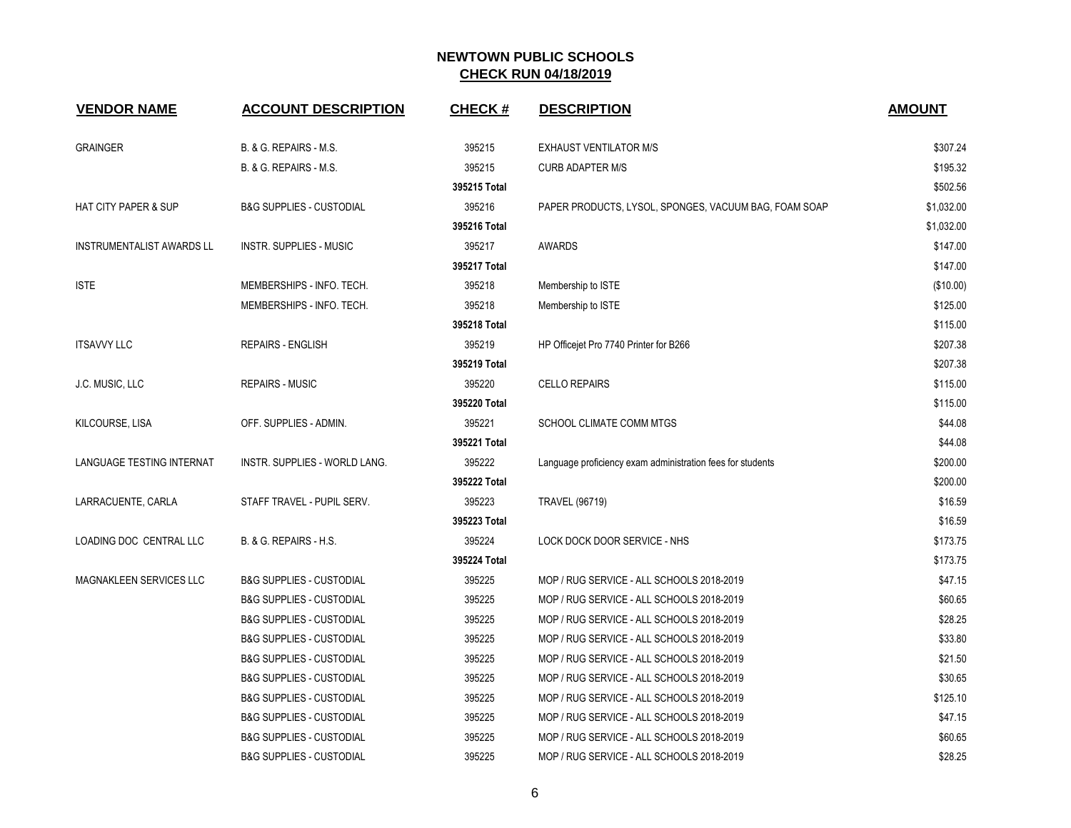# NEWTOWN PUBLIC SCHOOLS
## CHECK RUN 04/18/2019

| VENDOR NAME | ACCOUNT DESCRIPTION | CHECK # | DESCRIPTION | AMOUNT |
|---|---|---|---|---|
| GRAINGER | B. & G. REPAIRS - M.S. | 395215 | EXHAUST VENTILATOR M/S | $307.24 |
| | B. & G. REPAIRS - M.S. | 395215 | CURB ADAPTER M/S | $195.32 |
| | | **395215 Total** | | $502.56 |
| HAT CITY PAPER & SUP | B&G SUPPLIES - CUSTODIAL | 395216 | PAPER PRODUCTS, LYSOL, SPONGES, VACUUM BAG, FOAM SOAP | $1,032.00 |
| | | **395216 Total** | | $1,032.00 |
| INSTRUMENTALIST AWARDS LL | INSTR. SUPPLIES - MUSIC | 395217 | AWARDS | $147.00 |
| | | **395217 Total** | | $147.00 |
| ISTE | MEMBERSHIPS - INFO. TECH. | 395218 | Membership to ISTE | ($10.00) |
| | MEMBERSHIPS - INFO. TECH. | 395218 | Membership to ISTE | $125.00 |
| | | **395218 Total** | | $115.00 |
| ITSAVVY LLC | REPAIRS - ENGLISH | 395219 | HP Officejet Pro 7740 Printer for B266 | $207.38 |
| | | **395219 Total** | | $207.38 |
| J.C. MUSIC, LLC | REPAIRS - MUSIC | 395220 | CELLO REPAIRS | $115.00 |
| | | **395220 Total** | | $115.00 |
| KILCOURSE, LISA | OFF. SUPPLIES - ADMIN. | 395221 | SCHOOL CLIMATE COMM MTGS | $44.08 |
| | | **395221 Total** | | $44.08 |
| LANGUAGE TESTING INTERNAT | INSTR. SUPPLIES - WORLD LANG. | 395222 | Language proficiency exam administration fees for students | $200.00 |
| | | **395222 Total** | | $200.00 |
| LARRACUENTE, CARLA | STAFF TRAVEL - PUPIL SERV. | 395223 | TRAVEL (96719) | $16.59 |
| | | **395223 Total** | | $16.59 |
| LOADING DOC CENTRAL LLC | B. & G. REPAIRS - H.S. | 395224 | LOCK DOCK DOOR SERVICE - NHS | $173.75 |
| | | **395224 Total** | | $173.75 |
| MAGNAKLEEN SERVICES LLC | B&G SUPPLIES - CUSTODIAL | 395225 | MOP / RUG SERVICE - ALL SCHOOLS 2018-2019 | $47.15 |
| | B&G SUPPLIES - CUSTODIAL | 395225 | MOP / RUG SERVICE - ALL SCHOOLS 2018-2019 | $60.65 |
| | B&G SUPPLIES - CUSTODIAL | 395225 | MOP / RUG SERVICE - ALL SCHOOLS 2018-2019 | $28.25 |
| | B&G SUPPLIES - CUSTODIAL | 395225 | MOP / RUG SERVICE - ALL SCHOOLS 2018-2019 | $33.80 |
| | B&G SUPPLIES - CUSTODIAL | 395225 | MOP / RUG SERVICE - ALL SCHOOLS 2018-2019 | $21.50 |
| | B&G SUPPLIES - CUSTODIAL | 395225 | MOP / RUG SERVICE - ALL SCHOOLS 2018-2019 | $30.65 |
| | B&G SUPPLIES - CUSTODIAL | 395225 | MOP / RUG SERVICE - ALL SCHOOLS 2018-2019 | $125.10 |
| | B&G SUPPLIES - CUSTODIAL | 395225 | MOP / RUG SERVICE - ALL SCHOOLS 2018-2019 | $47.15 |
| | B&G SUPPLIES - CUSTODIAL | 395225 | MOP / RUG SERVICE - ALL SCHOOLS 2018-2019 | $60.65 |
| | B&G SUPPLIES - CUSTODIAL | 395225 | MOP / RUG SERVICE - ALL SCHOOLS 2018-2019 | $28.25 |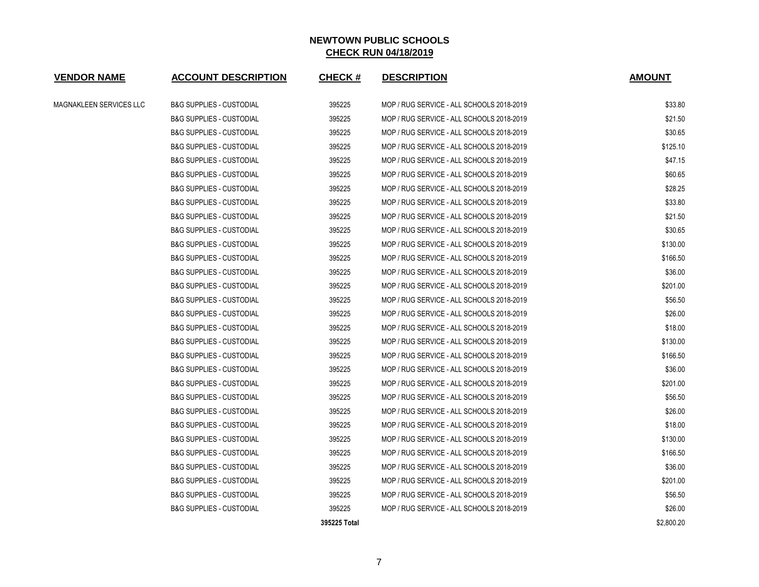## NEWTOWN PUBLIC SCHOOLS
## CHECK RUN 04/18/2019

| VENDOR NAME | ACCOUNT DESCRIPTION | CHECK # | DESCRIPTION | AMOUNT |
|---|---|---|---|---|
| MAGNAKLEEN SERVICES LLC | B&G SUPPLIES - CUSTODIAL | 395225 | MOP / RUG SERVICE - ALL SCHOOLS 2018-2019 | $33.80 |
| | B&G SUPPLIES - CUSTODIAL | 395225 | MOP / RUG SERVICE - ALL SCHOOLS 2018-2019 | $21.50 |
| | B&G SUPPLIES - CUSTODIAL | 395225 | MOP / RUG SERVICE - ALL SCHOOLS 2018-2019 | $30.65 |
| | B&G SUPPLIES - CUSTODIAL | 395225 | MOP / RUG SERVICE - ALL SCHOOLS 2018-2019 | $125.10 |
| | B&G SUPPLIES - CUSTODIAL | 395225 | MOP / RUG SERVICE - ALL SCHOOLS 2018-2019 | $47.15 |
| | B&G SUPPLIES - CUSTODIAL | 395225 | MOP / RUG SERVICE - ALL SCHOOLS 2018-2019 | $60.65 |
| | B&G SUPPLIES - CUSTODIAL | 395225 | MOP / RUG SERVICE - ALL SCHOOLS 2018-2019 | $28.25 |
| | B&G SUPPLIES - CUSTODIAL | 395225 | MOP / RUG SERVICE - ALL SCHOOLS 2018-2019 | $33.80 |
| | B&G SUPPLIES - CUSTODIAL | 395225 | MOP / RUG SERVICE - ALL SCHOOLS 2018-2019 | $21.50 |
| | B&G SUPPLIES - CUSTODIAL | 395225 | MOP / RUG SERVICE - ALL SCHOOLS 2018-2019 | $30.65 |
| | B&G SUPPLIES - CUSTODIAL | 395225 | MOP / RUG SERVICE - ALL SCHOOLS 2018-2019 | $130.00 |
| | B&G SUPPLIES - CUSTODIAL | 395225 | MOP / RUG SERVICE - ALL SCHOOLS 2018-2019 | $166.50 |
| | B&G SUPPLIES - CUSTODIAL | 395225 | MOP / RUG SERVICE - ALL SCHOOLS 2018-2019 | $36.00 |
| | B&G SUPPLIES - CUSTODIAL | 395225 | MOP / RUG SERVICE - ALL SCHOOLS 2018-2019 | $201.00 |
| | B&G SUPPLIES - CUSTODIAL | 395225 | MOP / RUG SERVICE - ALL SCHOOLS 2018-2019 | $56.50 |
| | B&G SUPPLIES - CUSTODIAL | 395225 | MOP / RUG SERVICE - ALL SCHOOLS 2018-2019 | $26.00 |
| | B&G SUPPLIES - CUSTODIAL | 395225 | MOP / RUG SERVICE - ALL SCHOOLS 2018-2019 | $18.00 |
| | B&G SUPPLIES - CUSTODIAL | 395225 | MOP / RUG SERVICE - ALL SCHOOLS 2018-2019 | $130.00 |
| | B&G SUPPLIES - CUSTODIAL | 395225 | MOP / RUG SERVICE - ALL SCHOOLS 2018-2019 | $166.50 |
| | B&G SUPPLIES - CUSTODIAL | 395225 | MOP / RUG SERVICE - ALL SCHOOLS 2018-2019 | $36.00 |
| | B&G SUPPLIES - CUSTODIAL | 395225 | MOP / RUG SERVICE - ALL SCHOOLS 2018-2019 | $201.00 |
| | B&G SUPPLIES - CUSTODIAL | 395225 | MOP / RUG SERVICE - ALL SCHOOLS 2018-2019 | $56.50 |
| | B&G SUPPLIES - CUSTODIAL | 395225 | MOP / RUG SERVICE - ALL SCHOOLS 2018-2019 | $26.00 |
| | B&G SUPPLIES - CUSTODIAL | 395225 | MOP / RUG SERVICE - ALL SCHOOLS 2018-2019 | $18.00 |
| | B&G SUPPLIES - CUSTODIAL | 395225 | MOP / RUG SERVICE - ALL SCHOOLS 2018-2019 | $130.00 |
| | B&G SUPPLIES - CUSTODIAL | 395225 | MOP / RUG SERVICE - ALL SCHOOLS 2018-2019 | $166.50 |
| | B&G SUPPLIES - CUSTODIAL | 395225 | MOP / RUG SERVICE - ALL SCHOOLS 2018-2019 | $36.00 |
| | B&G SUPPLIES - CUSTODIAL | 395225 | MOP / RUG SERVICE - ALL SCHOOLS 2018-2019 | $201.00 |
| | B&G SUPPLIES - CUSTODIAL | 395225 | MOP / RUG SERVICE - ALL SCHOOLS 2018-2019 | $56.50 |
| | B&G SUPPLIES - CUSTODIAL | 395225 | MOP / RUG SERVICE - ALL SCHOOLS 2018-2019 | $26.00 |
| | | **395225 Total** | | $2,800.20 |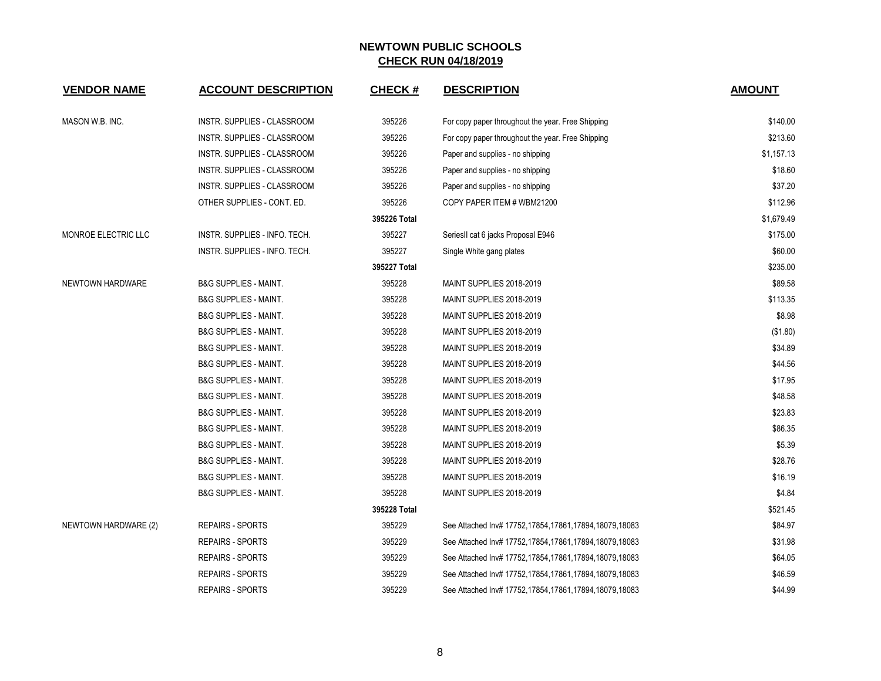**NEWTOWN PUBLIC SCHOOLS**
**CHECK RUN 04/18/2019**

| VENDOR NAME | ACCOUNT DESCRIPTION | CHECK # | DESCRIPTION | AMOUNT |
|---|---|---|---|---|
| MASON W.B. INC. | INSTR. SUPPLIES - CLASSROOM | 395226 | For copy paper throughout the year. Free Shipping | $140.00 |
| | INSTR. SUPPLIES - CLASSROOM | 395226 | For copy paper throughout the year. Free Shipping | $213.60 |
| | INSTR. SUPPLIES - CLASSROOM | 395226 | Paper and supplies - no shipping | $1,157.13 |
| | INSTR. SUPPLIES - CLASSROOM | 395226 | Paper and supplies - no shipping | $18.60 |
| | INSTR. SUPPLIES - CLASSROOM | 395226 | Paper and supplies - no shipping | $37.20 |
| | OTHER SUPPLIES - CONT. ED. | 395226 | COPY PAPER ITEM # WBM21200 | $112.96 |
| | | **395226 Total** | | $1,679.49 |
| MONROE ELECTRIC LLC | INSTR. SUPPLIES - INFO. TECH. | 395227 | SeriesII cat 6 jacks Proposal E946 | $175.00 |
| | INSTR. SUPPLIES - INFO. TECH. | 395227 | Single White gang plates | $60.00 |
| | | **395227 Total** | | $235.00 |
| NEWTOWN HARDWARE | B&G SUPPLIES - MAINT. | 395228 | MAINT SUPPLIES 2018-2019 | $89.58 |
| | B&G SUPPLIES - MAINT. | 395228 | MAINT SUPPLIES 2018-2019 | $113.35 |
| | B&G SUPPLIES - MAINT. | 395228 | MAINT SUPPLIES 2018-2019 | $8.98 |
| | B&G SUPPLIES - MAINT. | 395228 | MAINT SUPPLIES 2018-2019 | ($1.80) |
| | B&G SUPPLIES - MAINT. | 395228 | MAINT SUPPLIES 2018-2019 | $34.89 |
| | B&G SUPPLIES - MAINT. | 395228 | MAINT SUPPLIES 2018-2019 | $44.56 |
| | B&G SUPPLIES - MAINT. | 395228 | MAINT SUPPLIES 2018-2019 | $17.95 |
| | B&G SUPPLIES - MAINT. | 395228 | MAINT SUPPLIES 2018-2019 | $48.58 |
| | B&G SUPPLIES - MAINT. | 395228 | MAINT SUPPLIES 2018-2019 | $23.83 |
| | B&G SUPPLIES - MAINT. | 395228 | MAINT SUPPLIES 2018-2019 | $86.35 |
| | B&G SUPPLIES - MAINT. | 395228 | MAINT SUPPLIES 2018-2019 | $5.39 |
| | B&G SUPPLIES - MAINT. | 395228 | MAINT SUPPLIES 2018-2019 | $28.76 |
| | B&G SUPPLIES - MAINT. | 395228 | MAINT SUPPLIES 2018-2019 | $16.19 |
| | B&G SUPPLIES - MAINT. | 395228 | MAINT SUPPLIES 2018-2019 | $4.84 |
| | | **395228 Total** | | $521.45 |
| NEWTOWN HARDWARE (2) | REPAIRS - SPORTS | 395229 | See Attached Inv# 17752,17854,17861,17894,18079,18083 | $84.97 |
| | REPAIRS - SPORTS | 395229 | See Attached Inv# 17752,17854,17861,17894,18079,18083 | $31.98 |
| | REPAIRS - SPORTS | 395229 | See Attached Inv# 17752,17854,17861,17894,18079,18083 | $64.05 |
| | REPAIRS - SPORTS | 395229 | See Attached Inv# 17752,17854,17861,17894,18079,18083 | $46.59 |
| | REPAIRS - SPORTS | 395229 | See Attached Inv# 17752,17854,17861,17894,18079,18083 | $44.99 |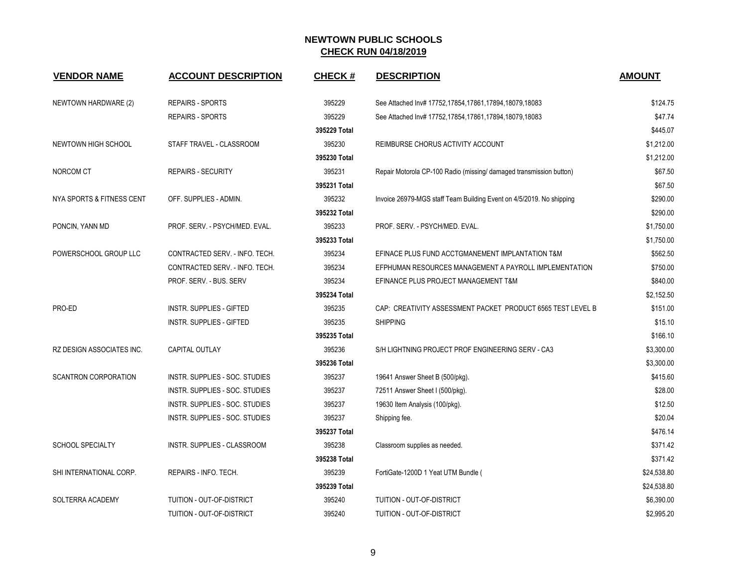# NEWTOWN PUBLIC SCHOOLS
## CHECK RUN 04/18/2019

| VENDOR NAME | ACCOUNT DESCRIPTION | CHECK # | DESCRIPTION | AMOUNT |
|---|---|---|---|---|
| NEWTOWN HARDWARE (2) | REPAIRS - SPORTS | 395229 | See Attached Inv# 17752,17854,17861,17894,18079,18083 | $124.75 |
| | REPAIRS - SPORTS | 395229 | See Attached Inv# 17752,17854,17861,17894,18079,18083 | $47.74 |
| | | 395229 Total | | $445.07 |
| NEWTOWN HIGH SCHOOL | STAFF TRAVEL - CLASSROOM | 395230 | REIMBURSE CHORUS ACTIVITY ACCOUNT | $1,212.00 |
| | | 395230 Total | | $1,212.00 |
| NORCOM CT | REPAIRS - SECURITY | 395231 | Repair Motorola CP-100 Radio (missing/ damaged transmission button) | $67.50 |
| | | 395231 Total | | $67.50 |
| NYA SPORTS & FITNESS CENT | OFF. SUPPLIES - ADMIN. | 395232 | Invoice 26979-MGS staff Team Building Event on 4/5/2019. No shipping | $290.00 |
| | | 395232 Total | | $290.00 |
| PONCIN, YANN MD | PROF. SERV. - PSYCH/MED. EVAL. | 395233 | PROF. SERV. - PSYCH/MED. EVAL. | $1,750.00 |
| | | 395233 Total | | $1,750.00 |
| POWERSCHOOL GROUP LLC | CONTRACTED SERV. - INFO. TECH. | 395234 | EFINACE PLUS FUND ACCTGMANEMENT IMPLANTATION T&M | $562.50 |
| | CONTRACTED SERV. - INFO. TECH. | 395234 | EFPHUMAN RESOURCES MANAGEMENT A PAYROLL IMPLEMENTATION | $750.00 |
| | PROF. SERV. - BUS. SERV | 395234 | EFINANCE PLUS PROJECT MANAGEMENT T&M | $840.00 |
| | | 395234 Total | | $2,152.50 |
| PRO-ED | INSTR. SUPPLIES - GIFTED | 395235 | CAP: CREATIVITY ASSESSMENT PACKET PRODUCT 6565 TEST LEVEL B | $151.00 |
| | INSTR. SUPPLIES - GIFTED | 395235 | SHIPPING | $15.10 |
| | | 395235 Total | | $166.10 |
| RZ DESIGN ASSOCIATES INC. | CAPITAL OUTLAY | 395236 | S/H LIGHTNING PROJECT PROF ENGINEERING SERV - CA3 | $3,300.00 |
| | | 395236 Total | | $3,300.00 |
| SCANTRON CORPORATION | INSTR. SUPPLIES - SOC. STUDIES | 395237 | 19641 Answer Sheet B (500/pkg). | $415.60 |
| | INSTR. SUPPLIES - SOC. STUDIES | 395237 | 72511 Answer Sheet I (500/pkg). | $28.00 |
| | INSTR. SUPPLIES - SOC. STUDIES | 395237 | 19630 Item Analysis (100/pkg). | $12.50 |
| | INSTR. SUPPLIES - SOC. STUDIES | 395237 | Shipping fee. | $20.04 |
| | | 395237 Total | | $476.14 |
| SCHOOL SPECIALTY | INSTR. SUPPLIES - CLASSROOM | 395238 | Classroom supplies as needed. | $371.42 |
| | | 395238 Total | | $371.42 |
| SHI INTERNATIONAL CORP. | REPAIRS - INFO. TECH. | 395239 | FortiGate-1200D 1 Yeat UTM Bundle ( | $24,538.80 |
| | | 395239 Total | | $24,538.80 |
| SOLTERRA ACADEMY | TUITION - OUT-OF-DISTRICT | 395240 | TUITION - OUT-OF-DISTRICT | $6,390.00 |
| | TUITION - OUT-OF-DISTRICT | 395240 | TUITION - OUT-OF-DISTRICT | $2,995.20 |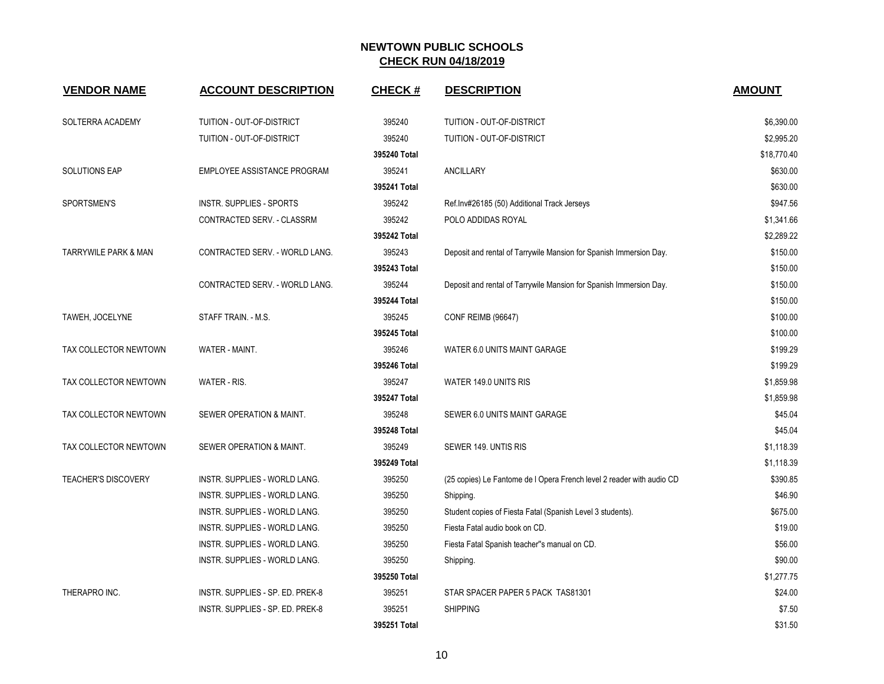## NEWTOWN PUBLIC SCHOOLS
## CHECK RUN 04/18/2019

| VENDOR NAME | ACCOUNT DESCRIPTION | CHECK # | DESCRIPTION | AMOUNT |
|---|---|---|---|---|
| SOLTERRA ACADEMY | TUITION - OUT-OF-DISTRICT | 395240 | TUITION - OUT-OF-DISTRICT | $6,390.00 |
| | TUITION - OUT-OF-DISTRICT | 395240 | TUITION - OUT-OF-DISTRICT | $2,995.20 |
| | | 395240 Total | | $18,770.40 |
| SOLUTIONS EAP | EMPLOYEE ASSISTANCE PROGRAM | 395241 | ANCILLARY | $630.00 |
| | | 395241 Total | | $630.00 |
| SPORTSMEN'S | INSTR. SUPPLIES - SPORTS | 395242 | Ref.Inv#26185 (50) Additional Track Jerseys | $947.56 |
| | CONTRACTED SERV. - CLASSRM | 395242 | POLO ADDIDAS ROYAL | $1,341.66 |
| | | 395242 Total | | $2,289.22 |
| TARRYWILE PARK & MAN | CONTRACTED SERV. - WORLD LANG. | 395243 | Deposit and rental of Tarrywile Mansion for Spanish Immersion Day. | $150.00 |
| | | 395243 Total | | $150.00 |
| | CONTRACTED SERV. - WORLD LANG. | 395244 | Deposit and rental of Tarrywile Mansion for Spanish Immersion Day. | $150.00 |
| | | 395244 Total | | $150.00 |
| TAWEH, JOCELYNE | STAFF TRAIN. - M.S. | 395245 | CONF REIMB (96647) | $100.00 |
| | | 395245 Total | | $100.00 |
| TAX COLLECTOR NEWTOWN | WATER - MAINT. | 395246 | WATER 6.0 UNITS MAINT GARAGE | $199.29 |
| | | 395246 Total | | $199.29 |
| TAX COLLECTOR NEWTOWN | WATER - RIS. | 395247 | WATER 149.0 UNITS RIS | $1,859.98 |
| | | 395247 Total | | $1,859.98 |
| TAX COLLECTOR NEWTOWN | SEWER OPERATION & MAINT. | 395248 | SEWER 6.0 UNITS MAINT GARAGE | $45.04 |
| | | 395248 Total | | $45.04 |
| TAX COLLECTOR NEWTOWN | SEWER OPERATION & MAINT. | 395249 | SEWER 149. UNTIS RIS | $1,118.39 |
| | | 395249 Total | | $1,118.39 |
| TEACHER'S DISCOVERY | INSTR. SUPPLIES - WORLD LANG. | 395250 | (25 copies) Le Fantome de l Opera French level 2 reader with audio CD | $390.85 |
| | INSTR. SUPPLIES - WORLD LANG. | 395250 | Shipping. | $46.90 |
| | INSTR. SUPPLIES - WORLD LANG. | 395250 | Student copies of Fiesta Fatal (Spanish Level 3 students). | $675.00 |
| | INSTR. SUPPLIES - WORLD LANG. | 395250 | Fiesta Fatal audio book on CD. | $19.00 |
| | INSTR. SUPPLIES - WORLD LANG. | 395250 | Fiesta Fatal Spanish teacher"s manual on CD. | $56.00 |
| | INSTR. SUPPLIES - WORLD LANG. | 395250 | Shipping. | $90.00 |
| | | 395250 Total | | $1,277.75 |
| THERAPRO INC. | INSTR. SUPPLIES - SP. ED. PREK-8 | 395251 | STAR SPACER PAPER 5 PACK TAS81301 | $24.00 |
| | INSTR. SUPPLIES - SP. ED. PREK-8 | 395251 | SHIPPING | $7.50 |
| | | 395251 Total | | $31.50 |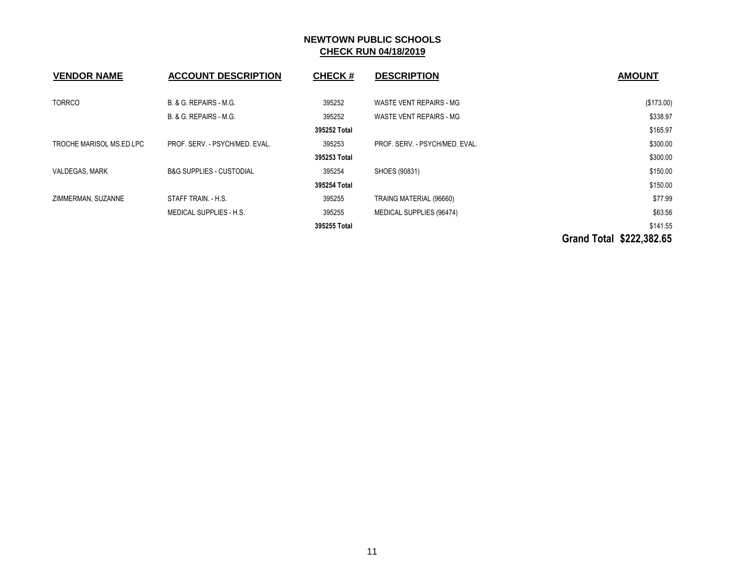**NEWTOWN PUBLIC SCHOOLS**
**CHECK RUN 04/18/2019**

| VENDOR NAME | ACCOUNT DESCRIPTION | CHECK # | DESCRIPTION | AMOUNT |
|---|---|---|---|---|
| TORRCO | B. & G. REPAIRS - M.G. | 395252 | WASTE VENT REPAIRS - MG | ($173.00) |
| | B. & G. REPAIRS - M.G. | 395252 | WASTE VENT REPAIRS - MG | $338.97 |
| | | **395252 Total** | | $165.97 |
| TROCHE MARISOL MS.ED.LPC | PROF. SERV. - PSYCH/MED. EVAL. | 395253 | PROF. SERV. - PSYCH/MED. EVAL. | $300.00 |
| | | **395253 Total** | | $300.00 |
| VALDEGAS, MARK | B&G SUPPLIES - CUSTODIAL | 395254 | SHOES (90831) | $150.00 |
| | | **395254 Total** | | $150.00 |
| ZIMMERMAN, SUZANNE | STAFF TRAIN. - H.S. | 395255 | TRAING MATERIAL (96660) | $77.99 |
| | MEDICAL SUPPLIES - H.S. | 395255 | MEDICAL SUPPLIES (96474) | $63.56 |
| | | **395255 Total** | | $141.55 |
| | | | **Grand Total** | **$222,382.65** |